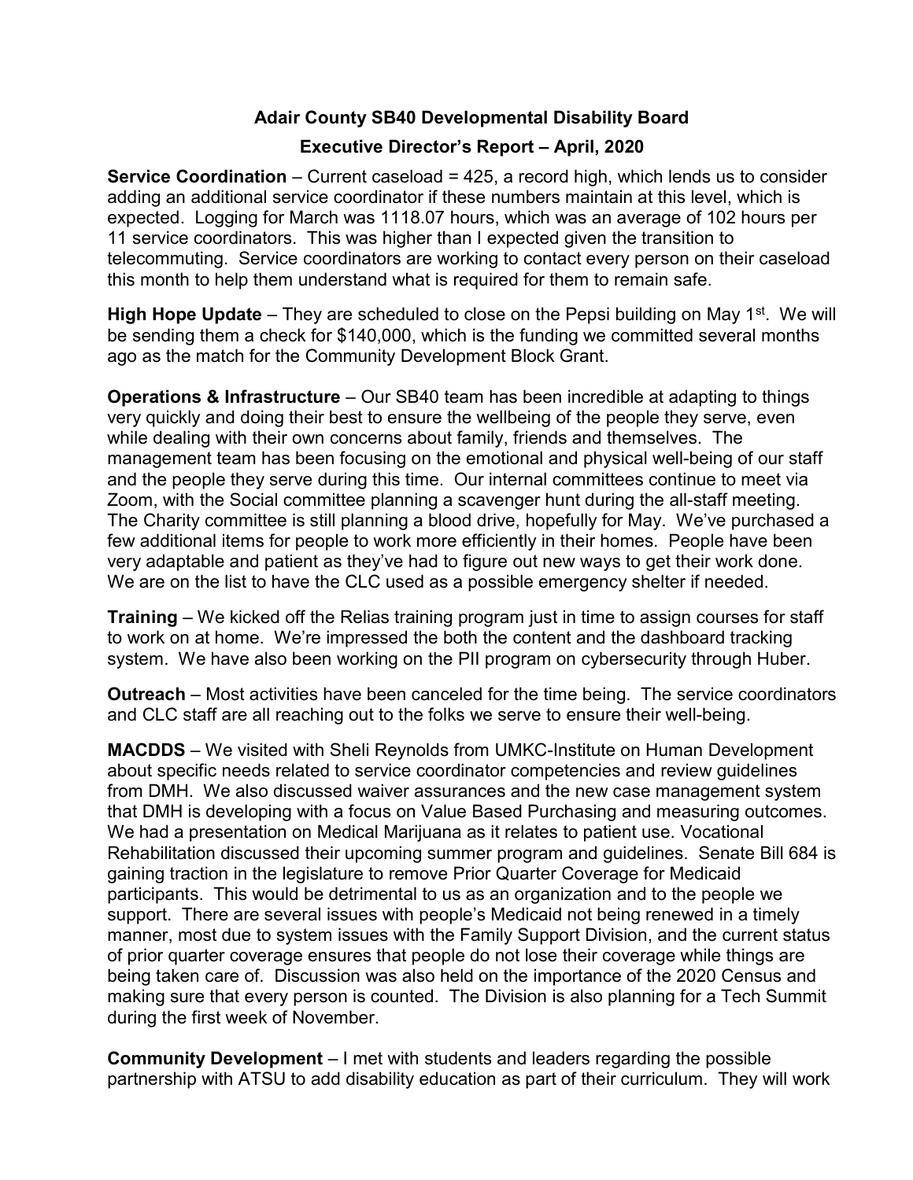# Adair County SB40 Developmental Disability Board

## Executive Director's Report – April, 2020

**Service Coordination** – Current caseload = 425, a record high, which lends us to consider adding an additional service coordinator if these numbers maintain at this level, which is expected. Logging for March was 1118.07 hours, which was an average of 102 hours per 11 service coordinators. This was higher than I expected given the transition to telecommuting. Service coordinators are working to contact every person on their caseload this month to help them understand what is required for them to remain safe.

**High Hope Update** – They are scheduled to close on the Pepsi building on May 1st. We will be sending them a check for $140,000, which is the funding we committed several months ago as the match for the Community Development Block Grant.

**Operations & Infrastructure** – Our SB40 team has been incredible at adapting to things very quickly and doing their best to ensure the wellbeing of the people they serve, even while dealing with their own concerns about family, friends and themselves. The management team has been focusing on the emotional and physical well-being of our staff and the people they serve during this time. Our internal committees continue to meet via Zoom, with the Social committee planning a scavenger hunt during the all-staff meeting. The Charity committee is still planning a blood drive, hopefully for May. We've purchased a few additional items for people to work more efficiently in their homes. People have been very adaptable and patient as they've had to figure out new ways to get their work done. We are on the list to have the CLC used as a possible emergency shelter if needed.

**Training** – We kicked off the Relias training program just in time to assign courses for staff to work on at home. We're impressed the both the content and the dashboard tracking system. We have also been working on the PII program on cybersecurity through Huber.

**Outreach** – Most activities have been canceled for the time being. The service coordinators and CLC staff are all reaching out to the folks we serve to ensure their well-being.

**MACDDS** – We visited with Sheli Reynolds from UMKC-Institute on Human Development about specific needs related to service coordinator competencies and review guidelines from DMH. We also discussed waiver assurances and the new case management system that DMH is developing with a focus on Value Based Purchasing and measuring outcomes. We had a presentation on Medical Marijuana as it relates to patient use. Vocational Rehabilitation discussed their upcoming summer program and guidelines. Senate Bill 684 is gaining traction in the legislature to remove Prior Quarter Coverage for Medicaid participants. This would be detrimental to us as an organization and to the people we support. There are several issues with people's Medicaid not being renewed in a timely manner, most due to system issues with the Family Support Division, and the current status of prior quarter coverage ensures that people do not lose their coverage while things are being taken care of. Discussion was also held on the importance of the 2020 Census and making sure that every person is counted. The Division is also planning for a Tech Summit during the first week of November.

**Community Development** – I met with students and leaders regarding the possible partnership with ATSU to add disability education as part of their curriculum. They will work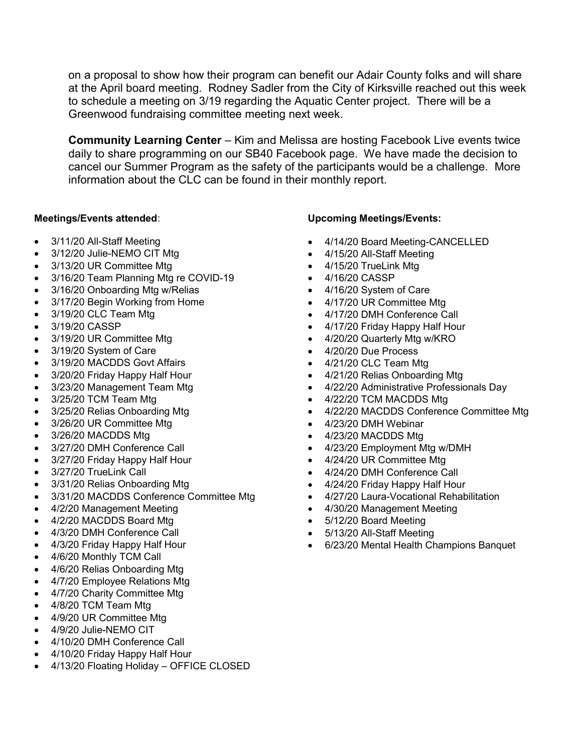on a proposal to show how their program can benefit our Adair County folks and will share at the April board meeting. Rodney Sadler from the City of Kirksville reached out this week to schedule a meeting on 3/19 regarding the Aquatic Center project. There will be a Greenwood fundraising committee meeting next week.

**Community Learning Center** – Kim and Melissa are hosting Facebook Live events twice daily to share programming on our SB40 Facebook page. We have made the decision to cancel our Summer Program as the safety of the participants would be a challenge. More information about the CLC can be found in their monthly report.

**Meetings/Events attended**:

- 3/11/20 All-Staff Meeting
- 3/12/20 Julie-NEMO CIT Mtg
- 3/13/20 UR Committee Mtg
- 3/16/20 Team Planning Mtg re COVID-19
- 3/16/20 Onboarding Mtg w/Relias
- 3/17/20 Begin Working from Home
- 3/19/20 CLC Team Mtg
- 3/19/20 CASSP
- 3/19/20 UR Committee Mtg
- 3/19/20 System of Care
- 3/19/20 MACDDS Govt Affairs
- 3/20/20 Friday Happy Half Hour
- 3/23/20 Management Team Mtg
- 3/25/20 TCM Team Mtg
- 3/25/20 Relias Onboarding Mtg
- 3/26/20 UR Committee Mtg
- 3/26/20 MACDDS Mtg
- 3/27/20 DMH Conference Call
- 3/27/20 Friday Happy Half Hour
- 3/27/20 TrueLink Call
- 3/31/20 Relias Onboarding Mtg
- 3/31/20 MACDDS Conference Committee Mtg
- 4/2/20 Management Meeting
- 4/2/20 MACDDS Board Mtg
- 4/3/20 DMH Conference Call
- 4/3/20 Friday Happy Half Hour
- 4/6/20 Monthly TCM Call
- 4/6/20 Relias Onboarding Mtg
- 4/7/20 Employee Relations Mtg
- 4/7/20 Charity Committee Mtg
- 4/8/20 TCM Team Mtg
- 4/9/20 UR Committee Mtg
- 4/9/20 Julie-NEMO CIT
- 4/10/20 DMH Conference Call
- 4/10/20 Friday Happy Half Hour
- 4/13/20 Floating Holiday – OFFICE CLOSED

**Upcoming Meetings/Events:**

- 4/14/20 Board Meeting-CANCELLED
- 4/15/20 All-Staff Meeting
- 4/15/20 TrueLink Mtg
- 4/16/20 CASSP
- 4/16/20 System of Care
- 4/17/20 UR Committee Mtg
- 4/17/20 DMH Conference Call
- 4/17/20 Friday Happy Half Hour
- 4/20/20 Quarterly Mtg w/KRO
- 4/20/20 Due Process
- 4/21/20 CLC Team Mtg
- 4/21/20 Relias Onboarding Mtg
- 4/22/20 Administrative Professionals Day
- 4/22/20 TCM MACDDS Mtg
- 4/22/20 MACDDS Conference Committee Mtg
- 4/23/20 DMH Webinar
- 4/23/20 MACDDS Mtg
- 4/23/20 Employment Mtg w/DMH
- 4/24/20 UR Committee Mtg
- 4/24/20 DMH Conference Call
- 4/24/20 Friday Happy Half Hour
- 4/27/20 Laura-Vocational Rehabilitation
- 4/30/20 Management Meeting
- 5/12/20 Board Meeting
- 5/13/20 All-Staff Meeting
- 6/23/20 Mental Health Champions Banquet